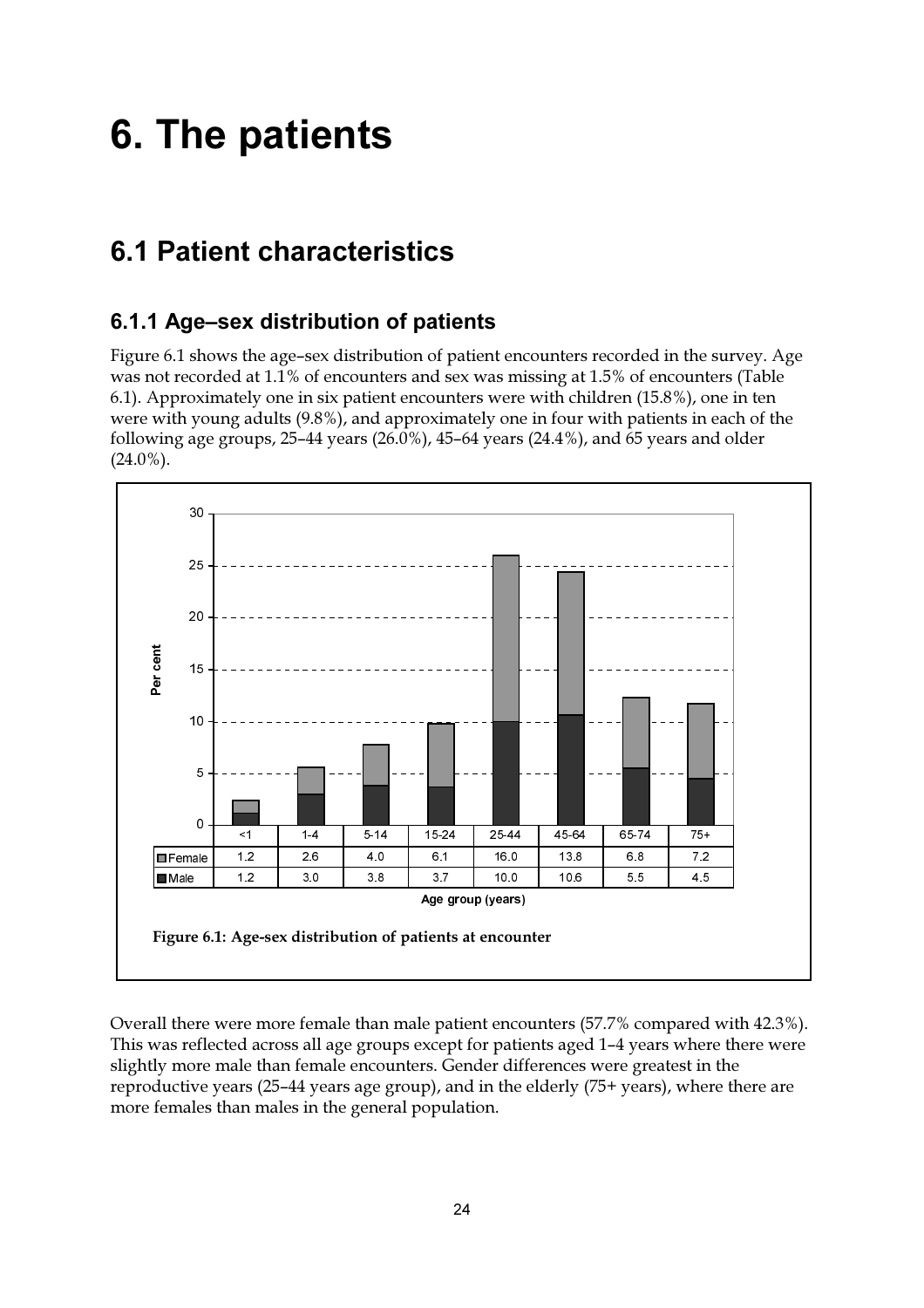# 6. The patients

## 6.1 Patient characteristics

### 6.1.1 Age–sex distribution of patients

Figure 6.1 shows the age–sex distribution of patient encounters recorded in the survey. Age was not recorded at 1.1% of encounters and sex was missing at 1.5% of encounters (Table 6.1). Approximately one in six patient encounters were with children (15.8%), one in ten were with young adults (9.8%), and approximately one in four with patients in each of the following age groups, 25–44 years (26.0%), 45–64 years (24.4%), and 65 years and older (24.0%).

| | <1 | 1-4 | 5-14 | 15-24 | 25-44 | 45-64 | 65-74 | 75+ |
|---|---|---|---|---|---|---|---|---|
| Female | 1.2 | 2.6 | 4.0 | 6.1 | 16.0 | 13.8 | 6.8 | 7.2 |
| Male | 1.2 | 3.0 | 3.8 | 3.7 | 10.0 | 10.6 | 5.5 | 4.5 |

Age group (years)

**Figure 6.1: Age-sex distribution of patients at encounter**

Overall there were more female than male patient encounters (57.7% compared with 42.3%). This was reflected across all age groups except for patients aged 1–4 years where there were slightly more male than female encounters. Gender differences were greatest in the reproductive years (25–44 years age group), and in the elderly (75+ years), where there are more females than males in the general population.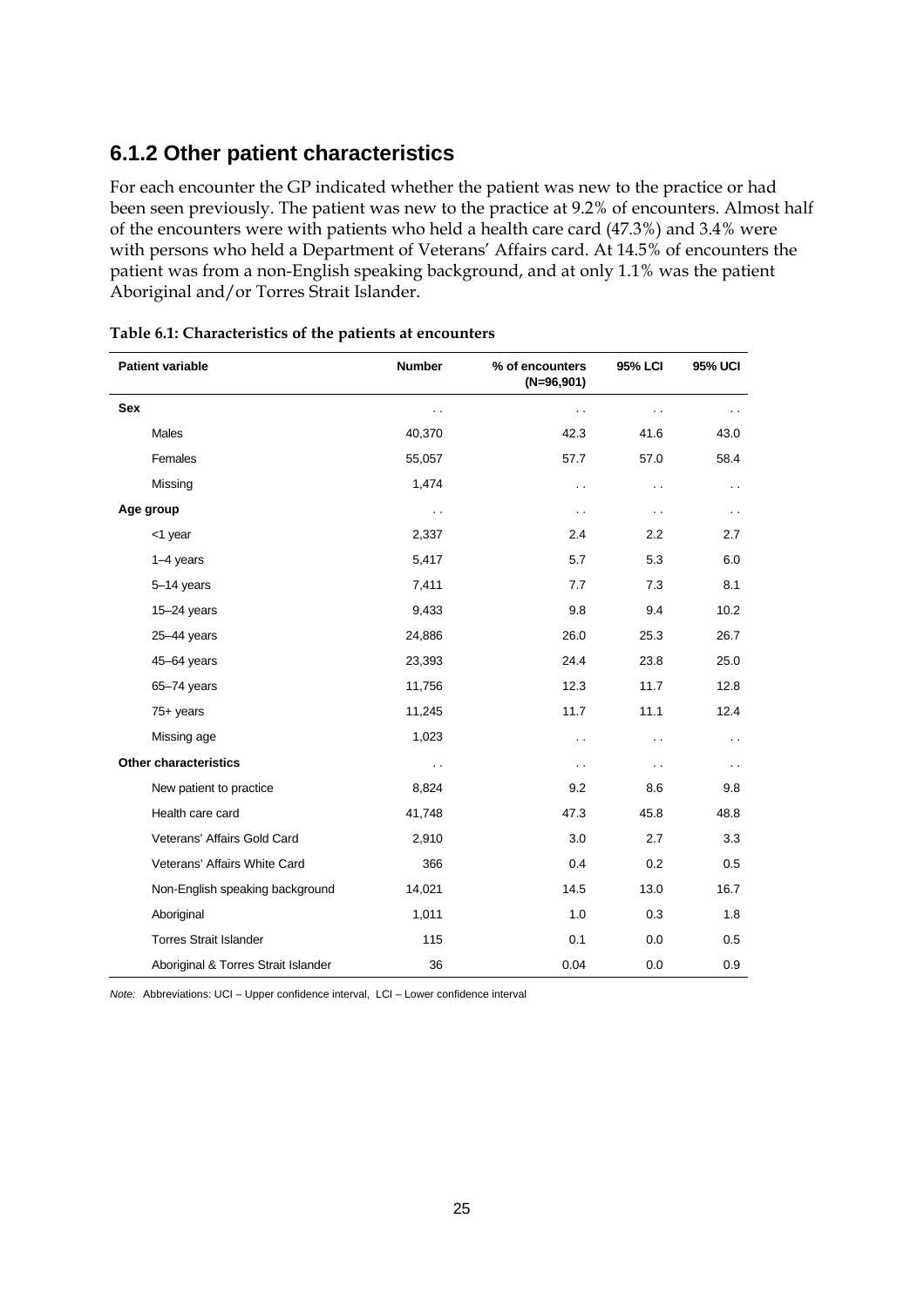## 6.1.2 Other patient characteristics

For each encounter the GP indicated whether the patient was new to the practice or had been seen previously. The patient was new to the practice at 9.2% of encounters. Almost half of the encounters were with patients who held a health care card (47.3%) and 3.4% were with persons who held a Department of Veterans' Affairs card. At 14.5% of encounters the patient was from a non-English speaking background, and at only 1.1% was the patient Aboriginal and/or Torres Strait Islander.

**Table 6.1: Characteristics of the patients at encounters**

| Patient variable | Number | % of encounters (N=96,901) | 95% LCI | 95% UCI |
|---|---|---|---|---|
| **Sex** | . . | . . | . . | . . |
| Males | 40,370 | 42.3 | 41.6 | 43.0 |
| Females | 55,057 | 57.7 | 57.0 | 58.4 |
| Missing | 1,474 | . . | . . | . . |
| **Age group** | . . | . . | . . | . . |
| <1 year | 2,337 | 2.4 | 2.2 | 2.7 |
| 1–4 years | 5,417 | 5.7 | 5.3 | 6.0 |
| 5–14 years | 7,411 | 7.7 | 7.3 | 8.1 |
| 15–24 years | 9,433 | 9.8 | 9.4 | 10.2 |
| 25–44 years | 24,886 | 26.0 | 25.3 | 26.7 |
| 45–64 years | 23,393 | 24.4 | 23.8 | 25.0 |
| 65–74 years | 11,756 | 12.3 | 11.7 | 12.8 |
| 75+ years | 11,245 | 11.7 | 11.1 | 12.4 |
| Missing age | 1,023 | . . | . . | . . |
| **Other characteristics** | . . | . . | . . | . . |
| New patient to practice | 8,824 | 9.2 | 8.6 | 9.8 |
| Health care card | 41,748 | 47.3 | 45.8 | 48.8 |
| Veterans' Affairs Gold Card | 2,910 | 3.0 | 2.7 | 3.3 |
| Veterans' Affairs White Card | 366 | 0.4 | 0.2 | 0.5 |
| Non-English speaking background | 14,021 | 14.5 | 13.0 | 16.7 |
| Aboriginal | 1,011 | 1.0 | 0.3 | 1.8 |
| Torres Strait Islander | 115 | 0.1 | 0.0 | 0.5 |
| Aboriginal & Torres Strait Islander | 36 | 0.04 | 0.0 | 0.9 |

*Note:* Abbreviations: UCI – Upper confidence interval, LCI – Lower confidence interval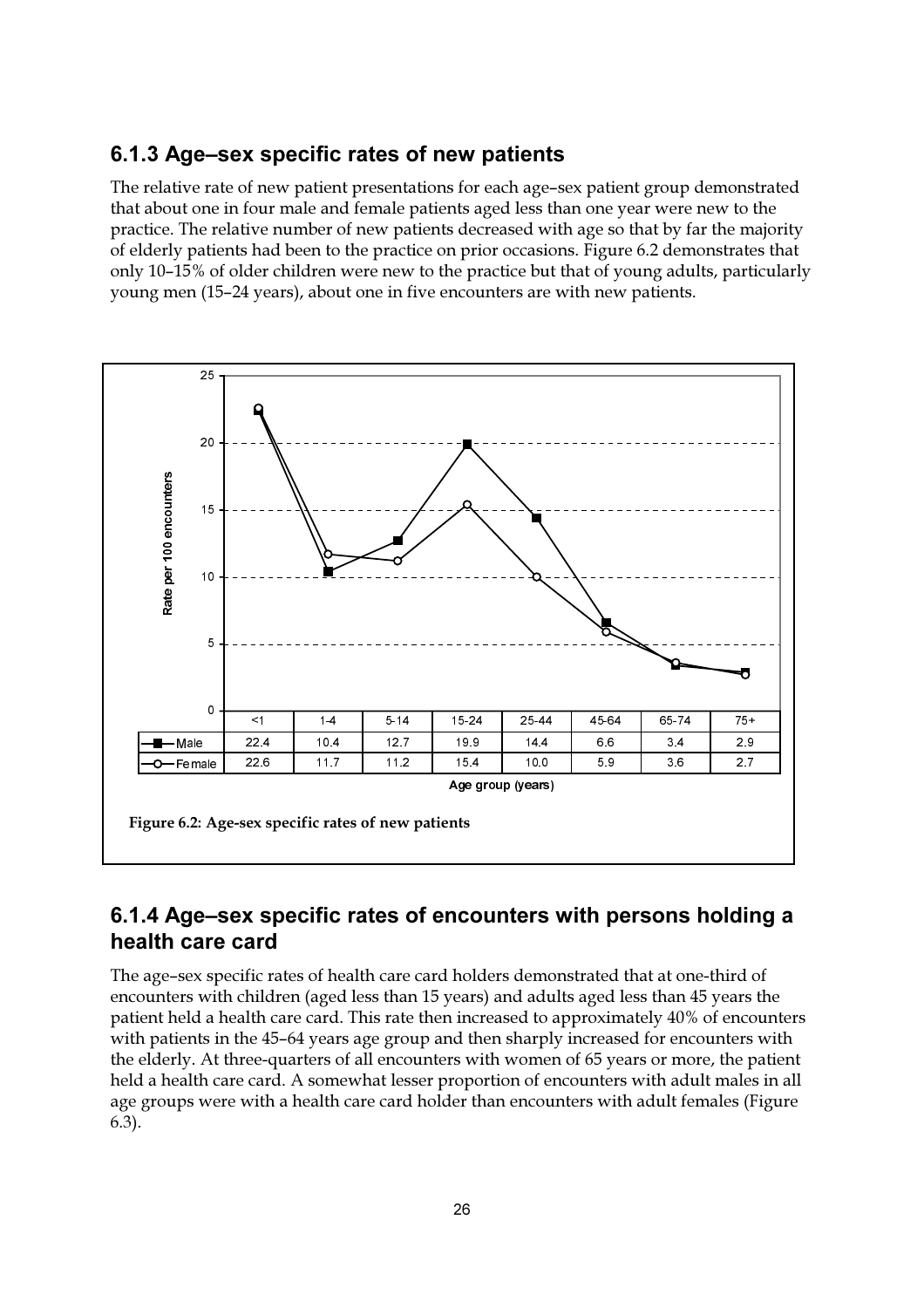### 6.1.3 Age–sex specific rates of new patients

The relative rate of new patient presentations for each age–sex patient group demonstrated that about one in four male and female patients aged less than one year were new to the practice. The relative number of new patients decreased with age so that by far the majority of elderly patients had been to the practice on prior occasions. Figure 6.2 demonstrates that only 10–15% of older children were new to the practice but that of young adults, particularly young men (15–24 years), about one in five encounters are with new patients.

| Age group (years) | <1 | 1-4 | 5-14 | 15-24 | 25-44 | 45-64 | 65-74 | 75+ |
|---|---|---|---|---|---|---|---|---|
| Male | 22.4 | 10.4 | 12.7 | 19.9 | 14.4 | 6.6 | 3.4 | 2.9 |
| Female | 22.6 | 11.7 | 11.2 | 15.4 | 10.0 | 5.9 | 3.6 | 2.7 |

Rate per 100 encounters

**Figure 6.2: Age-sex specific rates of new patients**

### 6.1.4 Age–sex specific rates of encounters with persons holding a health care card

The age–sex specific rates of health care card holders demonstrated that at one-third of encounters with children (aged less than 15 years) and adults aged less than 45 years the patient held a health care card. This rate then increased to approximately 40% of encounters with patients in the 45–64 years age group and then sharply increased for encounters with the elderly. At three-quarters of all encounters with women of 65 years or more, the patient held a health care card. A somewhat lesser proportion of encounters with adult males in all age groups were with a health care card holder than encounters with adult females (Figure 6.3).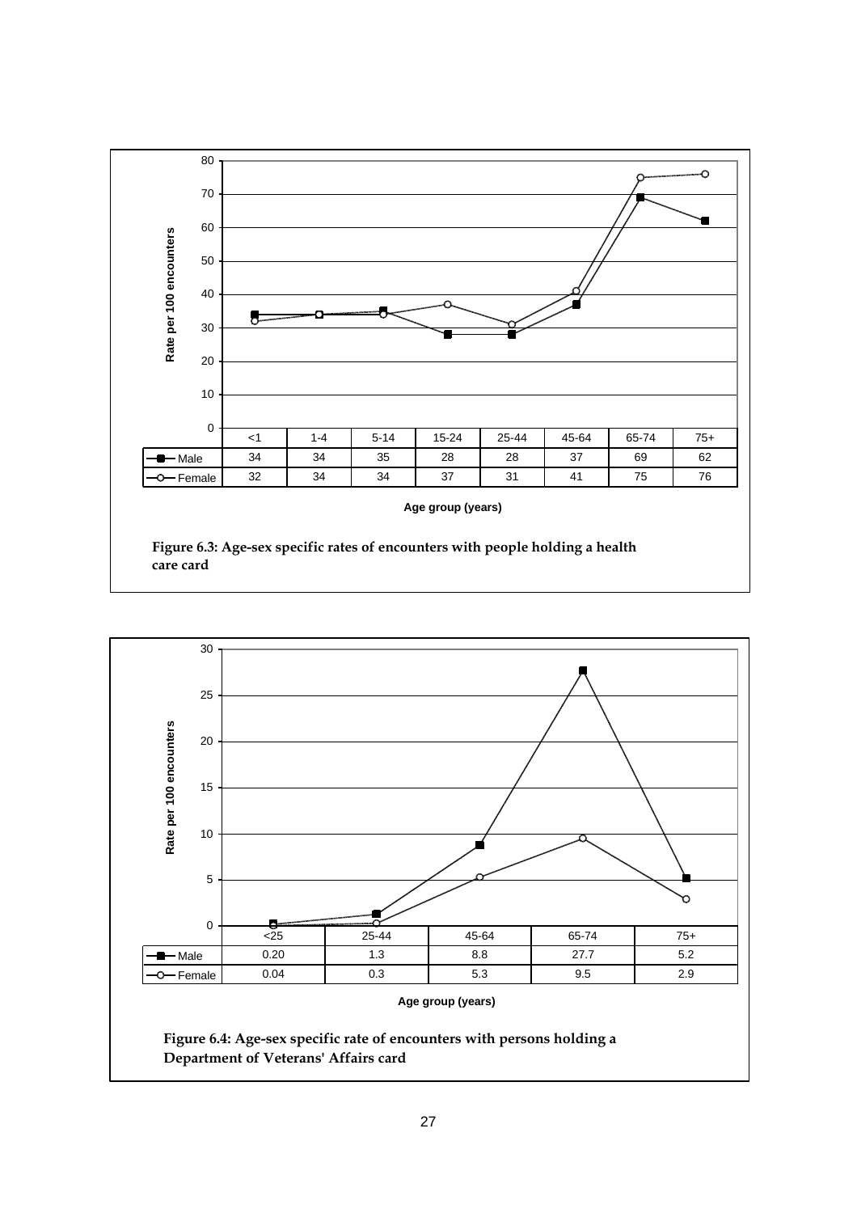| | <1 | 1-4 | 5-14 | 15-24 | 25-44 | 45-64 | 65-74 | 75+ |
|---|---|---|---|---|---|---|---|---|
| Male | 34 | 34 | 35 | 28 | 28 | 37 | 69 | 62 |
| Female | 32 | 34 | 34 | 37 | 31 | 41 | 75 | 76 |

Age group (years)

**Figure 6.3: Age-sex specific rates of encounters with people holding a health care card**

| | <25 | 25-44 | 45-64 | 65-74 | 75+ |
|---|---|---|---|---|---|
| Male | 0.20 | 1.3 | 8.8 | 27.7 | 5.2 |
| Female | 0.04 | 0.3 | 5.3 | 9.5 | 2.9 |

Age group (years)

**Figure 6.4: Age-sex specific rate of encounters with persons holding a Department of Veterans' Affairs card**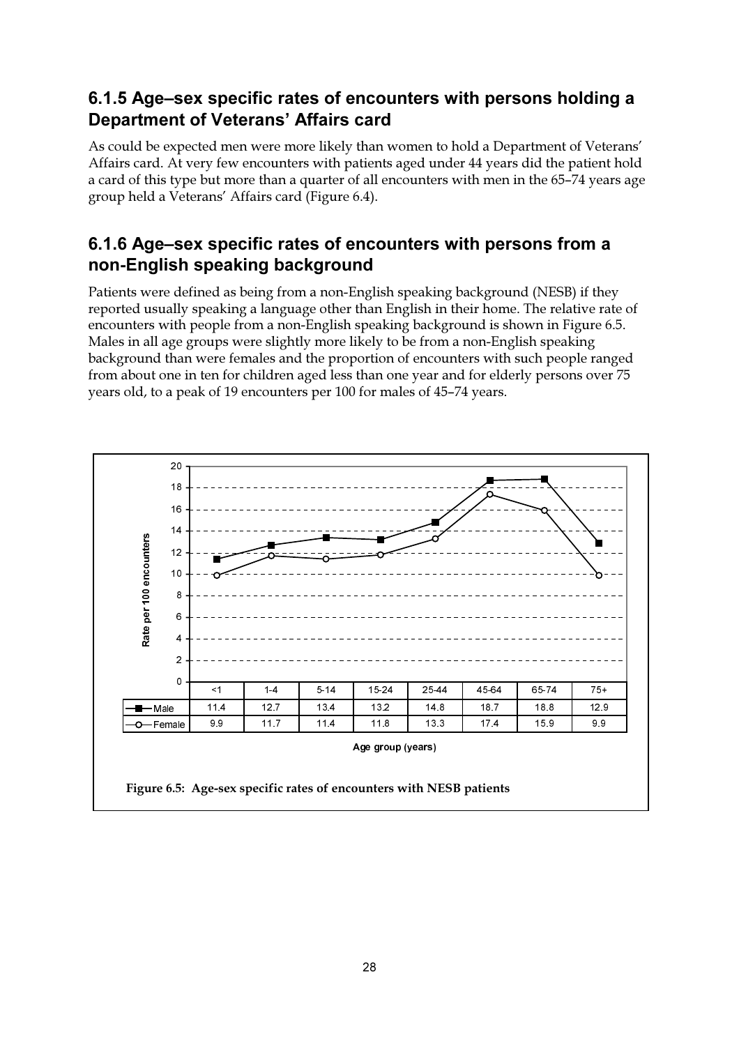### 6.1.5 Age–sex specific rates of encounters with persons holding a Department of Veterans' Affairs card

As could be expected men were more likely than women to hold a Department of Veterans' Affairs card. At very few encounters with patients aged under 44 years did the patient hold a card of this type but more than a quarter of all encounters with men in the 65–74 years age group held a Veterans' Affairs card (Figure 6.4).

### 6.1.6 Age–sex specific rates of encounters with persons from a non-English speaking background

Patients were defined as being from a non-English speaking background (NESB) if they reported usually speaking a language other than English in their home. The relative rate of encounters with people from a non-English speaking background is shown in Figure 6.5. Males in all age groups were slightly more likely to be from a non-English speaking background than were females and the proportion of encounters with such people ranged from about one in ten for children aged less than one year and for elderly persons over 75 years old, to a peak of 19 encounters per 100 for males of 45–74 years.

Rate per 100 encounters by age group (years):

| | <1 | 1-4 | 5-14 | 15-24 | 25-44 | 45-64 | 65-74 | 75+ |
|---|---|---|---|---|---|---|---|---|
| Male | 11.4 | 12.7 | 13.4 | 13.2 | 14.8 | 18.7 | 18.8 | 12.9 |
| Female | 9.9 | 11.7 | 11.4 | 11.8 | 13.3 | 17.4 | 15.9 | 9.9 |

**Figure 6.5: Age-sex specific rates of encounters with NESB patients**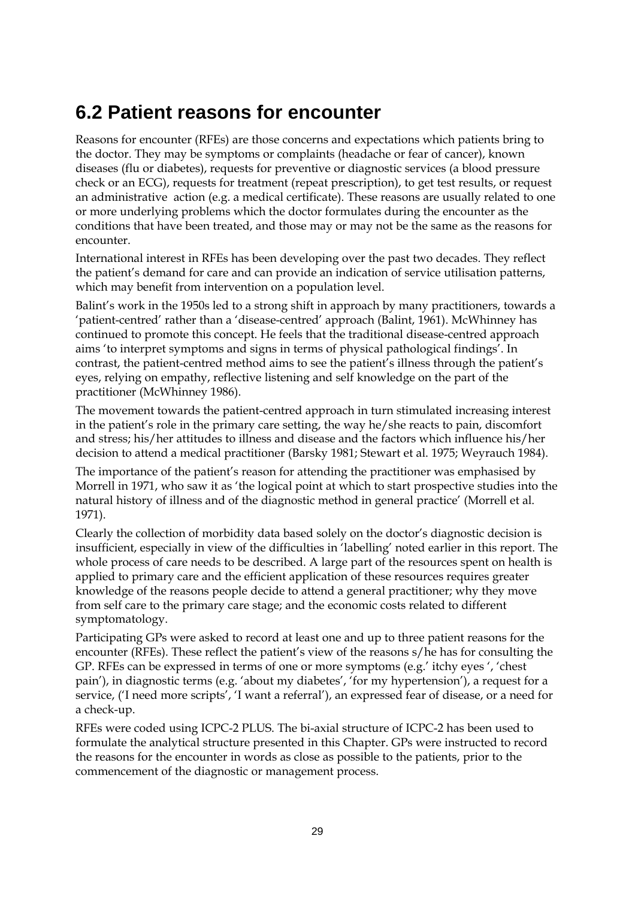## 6.2 Patient reasons for encounter

Reasons for encounter (RFEs) are those concerns and expectations which patients bring to the doctor. They may be symptoms or complaints (headache or fear of cancer), known diseases (flu or diabetes), requests for preventive or diagnostic services (a blood pressure check or an ECG), requests for treatment (repeat prescription), to get test results, or request an administrative action (e.g. a medical certificate). These reasons are usually related to one or more underlying problems which the doctor formulates during the encounter as the conditions that have been treated, and those may or may not be the same as the reasons for encounter.

International interest in RFEs has been developing over the past two decades. They reflect the patient's demand for care and can provide an indication of service utilisation patterns, which may benefit from intervention on a population level.

Balint's work in the 1950s led to a strong shift in approach by many practitioners, towards a 'patient-centred' rather than a 'disease-centred' approach (Balint, 1961). McWhinney has continued to promote this concept. He feels that the traditional disease-centred approach aims 'to interpret symptoms and signs in terms of physical pathological findings'. In contrast, the patient-centred method aims to see the patient's illness through the patient's eyes, relying on empathy, reflective listening and self knowledge on the part of the practitioner (McWhinney 1986).

The movement towards the patient-centred approach in turn stimulated increasing interest in the patient's role in the primary care setting, the way he/she reacts to pain, discomfort and stress; his/her attitudes to illness and disease and the factors which influence his/her decision to attend a medical practitioner (Barsky 1981; Stewart et al. 1975; Weyrauch 1984).

The importance of the patient's reason for attending the practitioner was emphasised by Morrell in 1971, who saw it as 'the logical point at which to start prospective studies into the natural history of illness and of the diagnostic method in general practice' (Morrell et al. 1971).

Clearly the collection of morbidity data based solely on the doctor's diagnostic decision is insufficient, especially in view of the difficulties in 'labelling' noted earlier in this report. The whole process of care needs to be described. A large part of the resources spent on health is applied to primary care and the efficient application of these resources requires greater knowledge of the reasons people decide to attend a general practitioner; why they move from self care to the primary care stage; and the economic costs related to different symptomatology.

Participating GPs were asked to record at least one and up to three patient reasons for the encounter (RFEs). These reflect the patient's view of the reasons s/he has for consulting the GP. RFEs can be expressed in terms of one or more symptoms (e.g.' itchy eyes ', 'chest pain'), in diagnostic terms (e.g. 'about my diabetes', 'for my hypertension'), a request for a service, ('I need more scripts', 'I want a referral'), an expressed fear of disease, or a need for a check-up.

RFEs were coded using ICPC-2 PLUS. The bi-axial structure of ICPC-2 has been used to formulate the analytical structure presented in this Chapter. GPs were instructed to record the reasons for the encounter in words as close as possible to the patients, prior to the commencement of the diagnostic or management process.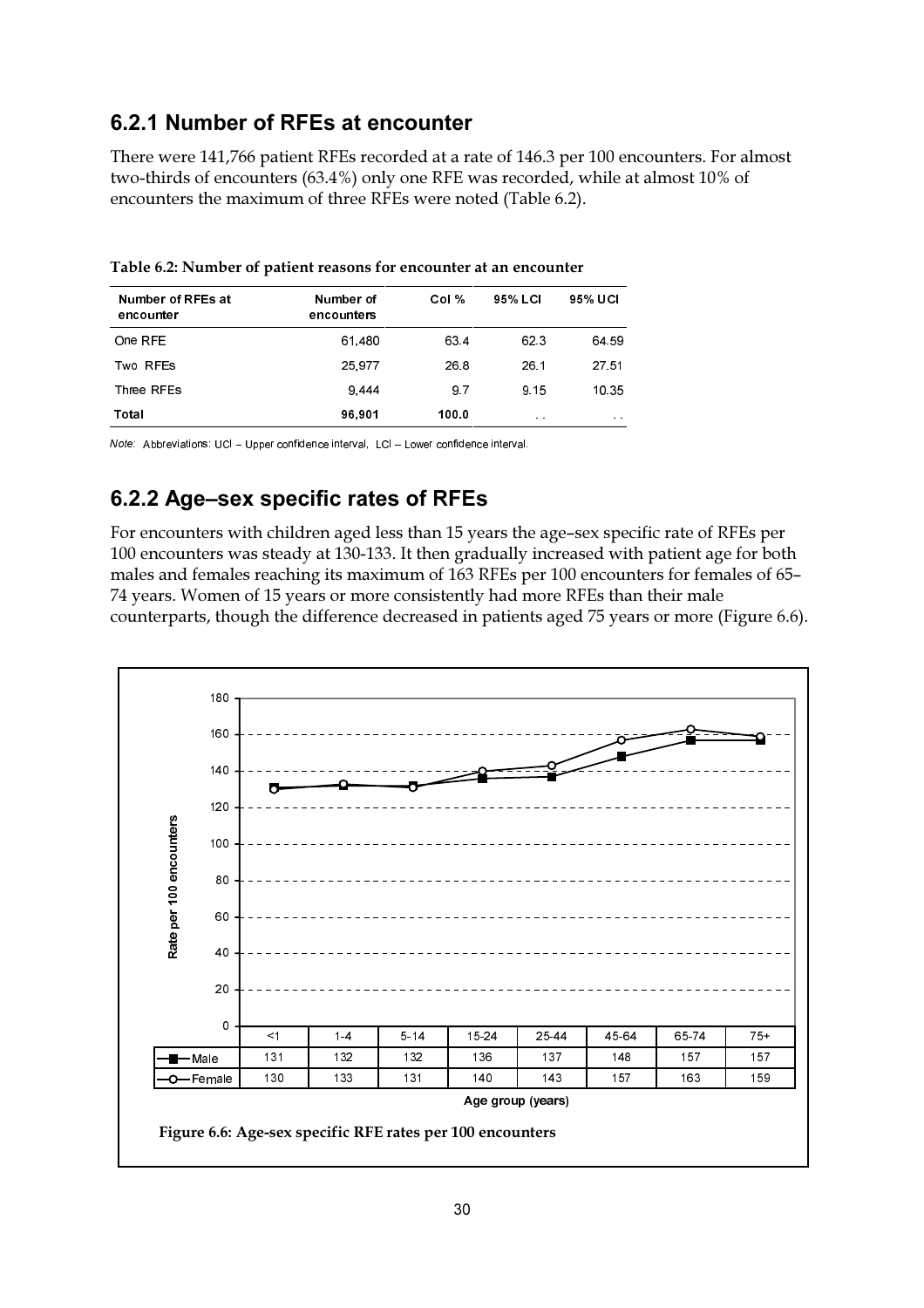## 6.2.1 Number of RFEs at encounter

There were 141,766 patient RFEs recorded at a rate of 146.3 per 100 encounters. For almost two-thirds of encounters (63.4%) only one RFE was recorded, while at almost 10% of encounters the maximum of three RFEs were noted (Table 6.2).

**Table 6.2: Number of patient reasons for encounter at an encounter**

| Number of RFEs at encounter | Number of encounters | Col % | 95% LCI | 95% UCI |
|---|---|---|---|---|
| One RFE | 61,480 | 63.4 | 62.3 | 64.59 |
| Two RFEs | 25,977 | 26.8 | 26.1 | 27.51 |
| Three RFEs | 9,444 | 9.7 | 9.15 | 10.35 |
| **Total** | **96,901** | **100.0** | . . | . . |

*Note:* Abbreviations: UCI – Upper confidence interval, LCI – Lower confidence interval.

## 6.2.2 Age–sex specific rates of RFEs

For encounters with children aged less than 15 years the age–sex specific rate of RFEs per 100 encounters was steady at 130-133. It then gradually increased with patient age for both males and females reaching its maximum of 163 RFEs per 100 encounters for females of 65–74 years. Women of 15 years or more consistently had more RFEs than their male counterparts, though the difference decreased in patients aged 75 years or more (Figure 6.6).

| Age group (years) | <1 | 1-4 | 5-14 | 15-24 | 25-44 | 45-64 | 65-74 | 75+ |
|---|---|---|---|---|---|---|---|---|
| Male | 131 | 132 | 132 | 136 | 137 | 148 | 157 | 157 |
| Female | 130 | 133 | 131 | 140 | 143 | 157 | 163 | 159 |

**Figure 6.6: Age-sex specific RFE rates per 100 encounters**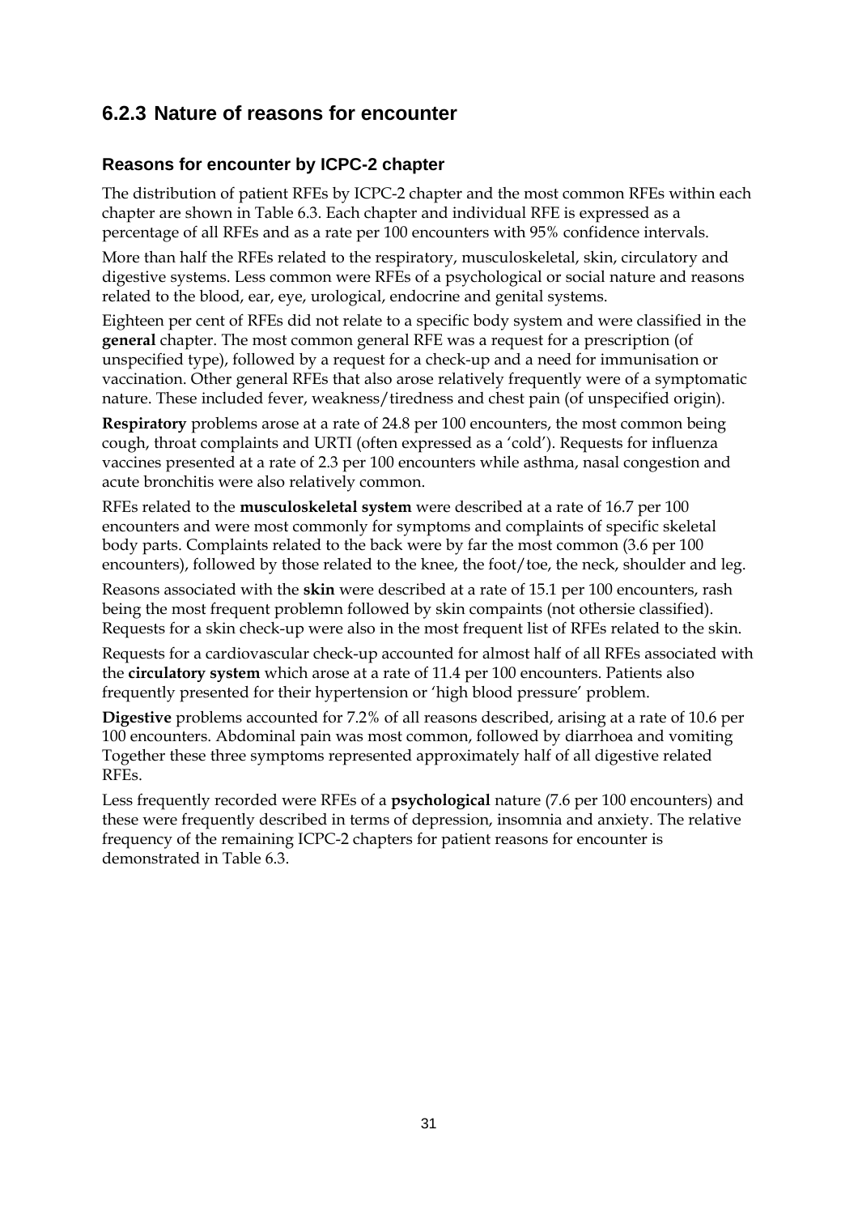## 6.2.3 Nature of reasons for encounter

### Reasons for encounter by ICPC-2 chapter

The distribution of patient RFEs by ICPC-2 chapter and the most common RFEs within each chapter are shown in Table 6.3. Each chapter and individual RFE is expressed as a percentage of all RFEs and as a rate per 100 encounters with 95% confidence intervals.

More than half the RFEs related to the respiratory, musculoskeletal, skin, circulatory and digestive systems. Less common were RFEs of a psychological or social nature and reasons related to the blood, ear, eye, urological, endocrine and genital systems.

Eighteen per cent of RFEs did not relate to a specific body system and were classified in the **general** chapter. The most common general RFE was a request for a prescription (of unspecified type), followed by a request for a check-up and a need for immunisation or vaccination. Other general RFEs that also arose relatively frequently were of a symptomatic nature. These included fever, weakness/tiredness and chest pain (of unspecified origin).

**Respiratory** problems arose at a rate of 24.8 per 100 encounters, the most common being cough, throat complaints and URTI (often expressed as a 'cold'). Requests for influenza vaccines presented at a rate of 2.3 per 100 encounters while asthma, nasal congestion and acute bronchitis were also relatively common.

RFEs related to the **musculoskeletal system** were described at a rate of 16.7 per 100 encounters and were most commonly for symptoms and complaints of specific skeletal body parts. Complaints related to the back were by far the most common (3.6 per 100 encounters), followed by those related to the knee, the foot/toe, the neck, shoulder and leg.

Reasons associated with the **skin** were described at a rate of 15.1 per 100 encounters, rash being the most frequent problemn followed by skin compaints (not othersie classified). Requests for a skin check-up were also in the most frequent list of RFEs related to the skin.

Requests for a cardiovascular check-up accounted for almost half of all RFEs associated with the **circulatory system** which arose at a rate of 11.4 per 100 encounters. Patients also frequently presented for their hypertension or 'high blood pressure' problem.

**Digestive** problems accounted for 7.2% of all reasons described, arising at a rate of 10.6 per 100 encounters. Abdominal pain was most common, followed by diarrhoea and vomiting Together these three symptoms represented approximately half of all digestive related RFEs.

Less frequently recorded were RFEs of a **psychological** nature (7.6 per 100 encounters) and these were frequently described in terms of depression, insomnia and anxiety. The relative frequency of the remaining ICPC-2 chapters for patient reasons for encounter is demonstrated in Table 6.3.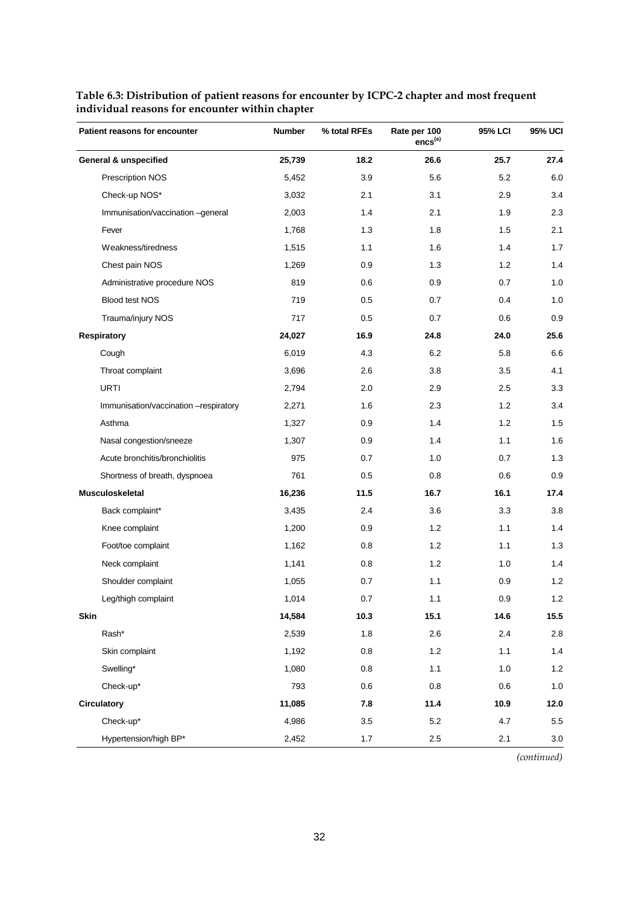**Table 6.3: Distribution of patient reasons for encounter by ICPC-2 chapter and most frequent individual reasons for encounter within chapter**

| Patient reasons for encounter | Number | % total RFEs | Rate per 100 encs[(a)] | 95% LCI | 95% UCI |
|---|---|---|---|---|---|
| **General & unspecified** | **25,739** | **18.2** | **26.6** | **25.7** | **27.4** |
| Prescription NOS | 5,452 | 3.9 | 5.6 | 5.2 | 6.0 |
| Check-up NOS* | 3,032 | 2.1 | 3.1 | 2.9 | 3.4 |
| Immunisation/vaccination –general | 2,003 | 1.4 | 2.1 | 1.9 | 2.3 |
| Fever | 1,768 | 1.3 | 1.8 | 1.5 | 2.1 |
| Weakness/tiredness | 1,515 | 1.1 | 1.6 | 1.4 | 1.7 |
| Chest pain NOS | 1,269 | 0.9 | 1.3 | 1.2 | 1.4 |
| Administrative procedure NOS | 819 | 0.6 | 0.9 | 0.7 | 1.0 |
| Blood test NOS | 719 | 0.5 | 0.7 | 0.4 | 1.0 |
| Trauma/injury NOS | 717 | 0.5 | 0.7 | 0.6 | 0.9 |
| **Respiratory** | **24,027** | **16.9** | **24.8** | **24.0** | **25.6** |
| Cough | 6,019 | 4.3 | 6.2 | 5.8 | 6.6 |
| Throat complaint | 3,696 | 2.6 | 3.8 | 3.5 | 4.1 |
| URTI | 2,794 | 2.0 | 2.9 | 2.5 | 3.3 |
| Immunisation/vaccination –respiratory | 2,271 | 1.6 | 2.3 | 1.2 | 3.4 |
| Asthma | 1,327 | 0.9 | 1.4 | 1.2 | 1.5 |
| Nasal congestion/sneeze | 1,307 | 0.9 | 1.4 | 1.1 | 1.6 |
| Acute bronchitis/bronchiolitis | 975 | 0.7 | 1.0 | 0.7 | 1.3 |
| Shortness of breath, dyspnoea | 761 | 0.5 | 0.8 | 0.6 | 0.9 |
| **Musculoskeletal** | **16,236** | **11.5** | **16.7** | **16.1** | **17.4** |
| Back complaint* | 3,435 | 2.4 | 3.6 | 3.3 | 3.8 |
| Knee complaint | 1,200 | 0.9 | 1.2 | 1.1 | 1.4 |
| Foot/toe complaint | 1,162 | 0.8 | 1.2 | 1.1 | 1.3 |
| Neck complaint | 1,141 | 0.8 | 1.2 | 1.0 | 1.4 |
| Shoulder complaint | 1,055 | 0.7 | 1.1 | 0.9 | 1.2 |
| Leg/thigh complaint | 1,014 | 0.7 | 1.1 | 0.9 | 1.2 |
| **Skin** | **14,584** | **10.3** | **15.1** | **14.6** | **15.5** |
| Rash* | 2,539 | 1.8 | 2.6 | 2.4 | 2.8 |
| Skin complaint | 1,192 | 0.8 | 1.2 | 1.1 | 1.4 |
| Swelling* | 1,080 | 0.8 | 1.1 | 1.0 | 1.2 |
| Check-up* | 793 | 0.6 | 0.8 | 0.6 | 1.0 |
| **Circulatory** | **11,085** | **7.8** | **11.4** | **10.9** | **12.0** |
| Check-up* | 4,986 | 3.5 | 5.2 | 4.7 | 5.5 |
| Hypertension/high BP* | 2,452 | 1.7 | 2.5 | 2.1 | 3.0 |

*(continued)*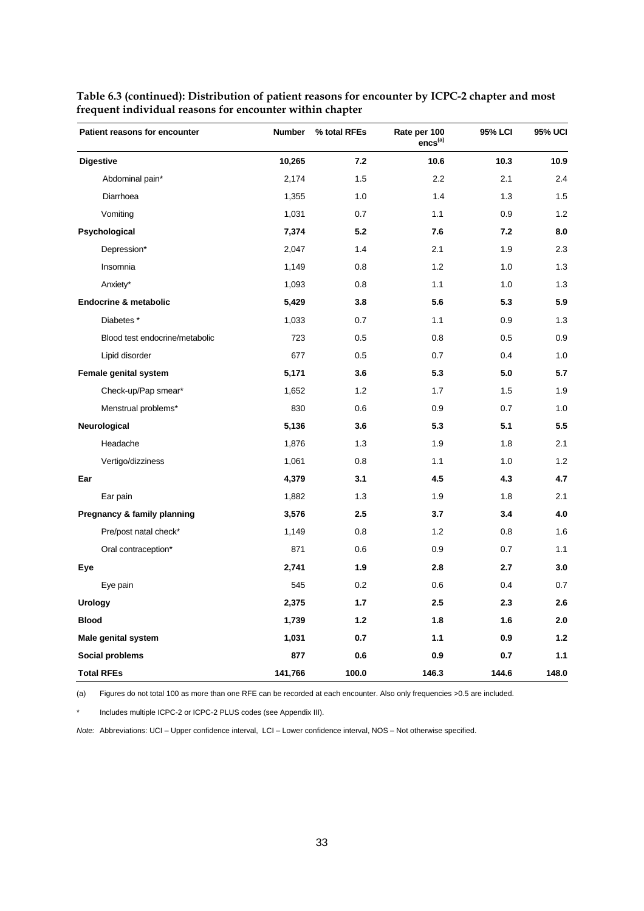**Table 6.3 (continued): Distribution of patient reasons for encounter by ICPC-2 chapter and most frequent individual reasons for encounter within chapter**

| Patient reasons for encounter | Number | % total RFEs | Rate per 100 encs[(a)] | 95% LCI | 95% UCI |
|---|---|---|---|---|---|
| **Digestive** | **10,265** | **7.2** | **10.6** | **10.3** | **10.9** |
| Abdominal pain* | 2,174 | 1.5 | 2.2 | 2.1 | 2.4 |
| Diarrhoea | 1,355 | 1.0 | 1.4 | 1.3 | 1.5 |
| Vomiting | 1,031 | 0.7 | 1.1 | 0.9 | 1.2 |
| **Psychological** | **7,374** | **5.2** | **7.6** | **7.2** | **8.0** |
| Depression* | 2,047 | 1.4 | 2.1 | 1.9 | 2.3 |
| Insomnia | 1,149 | 0.8 | 1.2 | 1.0 | 1.3 |
| Anxiety* | 1,093 | 0.8 | 1.1 | 1.0 | 1.3 |
| **Endocrine & metabolic** | **5,429** | **3.8** | **5.6** | **5.3** | **5.9** |
| Diabetes * | 1,033 | 0.7 | 1.1 | 0.9 | 1.3 |
| Blood test endocrine/metabolic | 723 | 0.5 | 0.8 | 0.5 | 0.9 |
| Lipid disorder | 677 | 0.5 | 0.7 | 0.4 | 1.0 |
| **Female genital system** | **5,171** | **3.6** | **5.3** | **5.0** | **5.7** |
| Check-up/Pap smear* | 1,652 | 1.2 | 1.7 | 1.5 | 1.9 |
| Menstrual problems* | 830 | 0.6 | 0.9 | 0.7 | 1.0 |
| **Neurological** | **5,136** | **3.6** | **5.3** | **5.1** | **5.5** |
| Headache | 1,876 | 1.3 | 1.9 | 1.8 | 2.1 |
| Vertigo/dizziness | 1,061 | 0.8 | 1.1 | 1.0 | 1.2 |
| **Ear** | **4,379** | **3.1** | **4.5** | **4.3** | **4.7** |
| Ear pain | 1,882 | 1.3 | 1.9 | 1.8 | 2.1 |
| **Pregnancy & family planning** | **3,576** | **2.5** | **3.7** | **3.4** | **4.0** |
| Pre/post natal check* | 1,149 | 0.8 | 1.2 | 0.8 | 1.6 |
| Oral contraception* | 871 | 0.6 | 0.9 | 0.7 | 1.1 |
| **Eye** | **2,741** | **1.9** | **2.8** | **2.7** | **3.0** |
| Eye pain | 545 | 0.2 | 0.6 | 0.4 | 0.7 |
| **Urology** | **2,375** | **1.7** | **2.5** | **2.3** | **2.6** |
| **Blood** | **1,739** | **1.2** | **1.8** | **1.6** | **2.0** |
| **Male genital system** | **1,031** | **0.7** | **1.1** | **0.9** | **1.2** |
| **Social problems** | **877** | **0.6** | **0.9** | **0.7** | **1.1** |
| **Total RFEs** | **141,766** | **100.0** | **146.3** | **144.6** | **148.0** |

(a) Figures do not total 100 as more than one RFE can be recorded at each encounter. Also only frequencies >0.5 are included.

\* Includes multiple ICPC-2 or ICPC-2 PLUS codes (see Appendix III).

*Note:* Abbreviations: UCI – Upper confidence interval, LCI – Lower confidence interval, NOS – Not otherwise specified.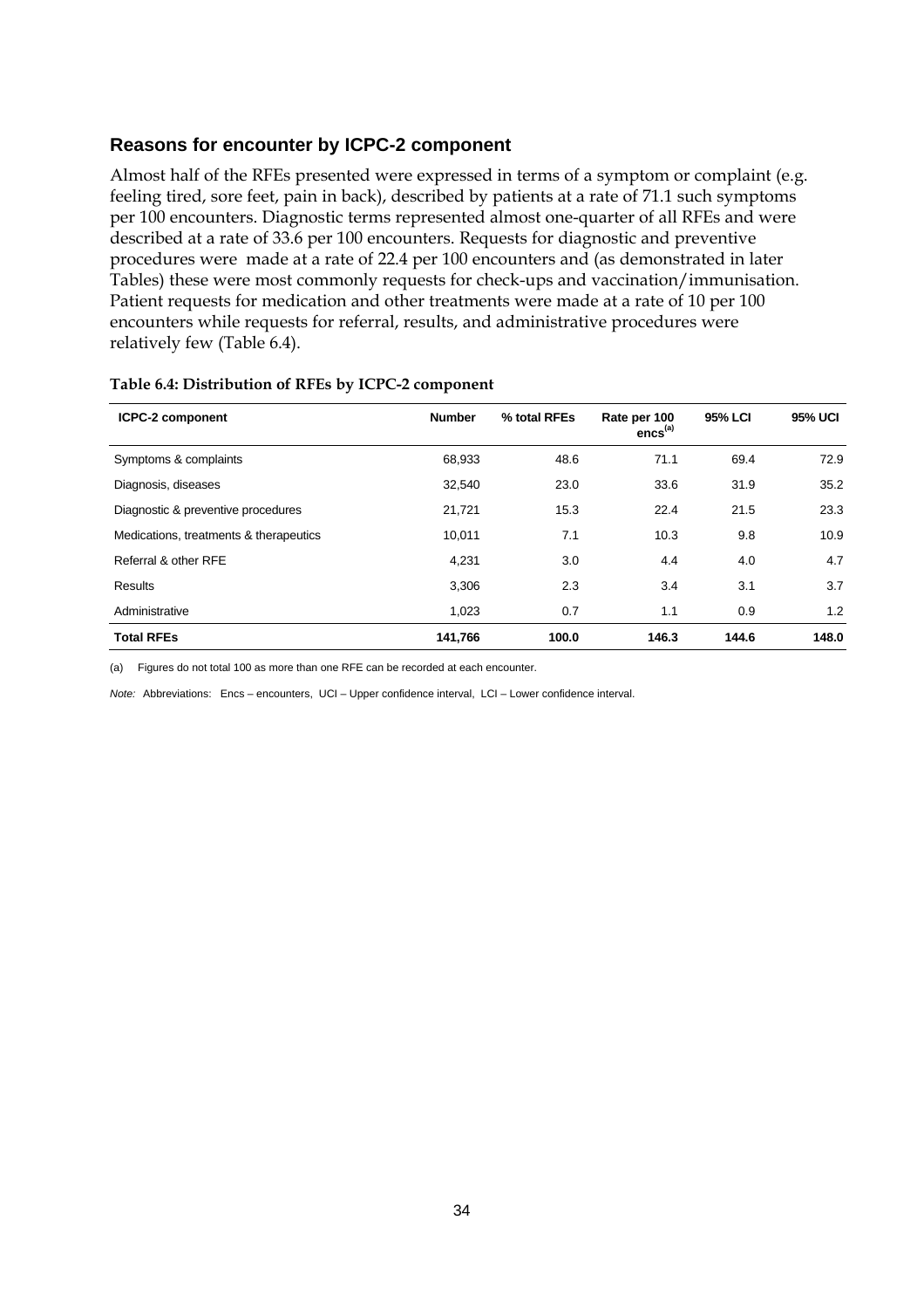### Reasons for encounter by ICPC-2 component

Almost half of the RFEs presented were expressed in terms of a symptom or complaint (e.g. feeling tired, sore feet, pain in back), described by patients at a rate of 71.1 such symptoms per 100 encounters. Diagnostic terms represented almost one-quarter of all RFEs and were described at a rate of 33.6 per 100 encounters. Requests for diagnostic and preventive procedures were made at a rate of 22.4 per 100 encounters and (as demonstrated in later Tables) these were most commonly requests for check-ups and vaccination/immunisation. Patient requests for medication and other treatments were made at a rate of 10 per 100 encounters while requests for referral, results, and administrative procedures were relatively few (Table 6.4).

**Table 6.4: Distribution of RFEs by ICPC-2 component**

| ICPC-2 component | Number | % total RFEs | Rate per 100 encs[(a)] | 95% LCI | 95% UCI |
|---|---|---|---|---|---|
| Symptoms & complaints | 68,933 | 48.6 | 71.1 | 69.4 | 72.9 |
| Diagnosis, diseases | 32,540 | 23.0 | 33.6 | 31.9 | 35.2 |
| Diagnostic & preventive procedures | 21,721 | 15.3 | 22.4 | 21.5 | 23.3 |
| Medications, treatments & therapeutics | 10,011 | 7.1 | 10.3 | 9.8 | 10.9 |
| Referral & other RFE | 4,231 | 3.0 | 4.4 | 4.0 | 4.7 |
| Results | 3,306 | 2.3 | 3.4 | 3.1 | 3.7 |
| Administrative | 1,023 | 0.7 | 1.1 | 0.9 | 1.2 |
| **Total RFEs** | **141,766** | **100.0** | **146.3** | **144.6** | **148.0** |

(a) Figures do not total 100 as more than one RFE can be recorded at each encounter.

*Note:* Abbreviations: Encs – encounters, UCI – Upper confidence interval, LCI – Lower confidence interval.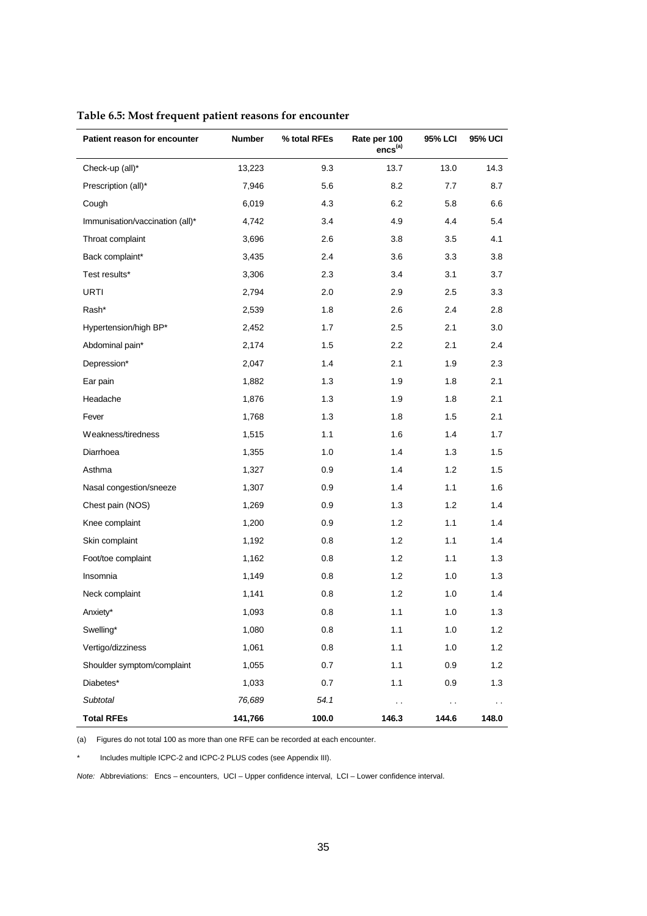**Table 6.5: Most frequent patient reasons for encounter**

| Patient reason for encounter | Number | % total RFEs | Rate per 100 encs[(a)] | 95% LCI | 95% UCI |
|---|---|---|---|---|---|
| Check-up (all)* | 13,223 | 9.3 | 13.7 | 13.0 | 14.3 |
| Prescription (all)* | 7,946 | 5.6 | 8.2 | 7.7 | 8.7 |
| Cough | 6,019 | 4.3 | 6.2 | 5.8 | 6.6 |
| Immunisation/vaccination (all)* | 4,742 | 3.4 | 4.9 | 4.4 | 5.4 |
| Throat complaint | 3,696 | 2.6 | 3.8 | 3.5 | 4.1 |
| Back complaint* | 3,435 | 2.4 | 3.6 | 3.3 | 3.8 |
| Test results* | 3,306 | 2.3 | 3.4 | 3.1 | 3.7 |
| URTI | 2,794 | 2.0 | 2.9 | 2.5 | 3.3 |
| Rash* | 2,539 | 1.8 | 2.6 | 2.4 | 2.8 |
| Hypertension/high BP* | 2,452 | 1.7 | 2.5 | 2.1 | 3.0 |
| Abdominal pain* | 2,174 | 1.5 | 2.2 | 2.1 | 2.4 |
| Depression* | 2,047 | 1.4 | 2.1 | 1.9 | 2.3 |
| Ear pain | 1,882 | 1.3 | 1.9 | 1.8 | 2.1 |
| Headache | 1,876 | 1.3 | 1.9 | 1.8 | 2.1 |
| Fever | 1,768 | 1.3 | 1.8 | 1.5 | 2.1 |
| Weakness/tiredness | 1,515 | 1.1 | 1.6 | 1.4 | 1.7 |
| Diarrhoea | 1,355 | 1.0 | 1.4 | 1.3 | 1.5 |
| Asthma | 1,327 | 0.9 | 1.4 | 1.2 | 1.5 |
| Nasal congestion/sneeze | 1,307 | 0.9 | 1.4 | 1.1 | 1.6 |
| Chest pain (NOS) | 1,269 | 0.9 | 1.3 | 1.2 | 1.4 |
| Knee complaint | 1,200 | 0.9 | 1.2 | 1.1 | 1.4 |
| Skin complaint | 1,192 | 0.8 | 1.2 | 1.1 | 1.4 |
| Foot/toe complaint | 1,162 | 0.8 | 1.2 | 1.1 | 1.3 |
| Insomnia | 1,149 | 0.8 | 1.2 | 1.0 | 1.3 |
| Neck complaint | 1,141 | 0.8 | 1.2 | 1.0 | 1.4 |
| Anxiety* | 1,093 | 0.8 | 1.1 | 1.0 | 1.3 |
| Swelling* | 1,080 | 0.8 | 1.1 | 1.0 | 1.2 |
| Vertigo/dizziness | 1,061 | 0.8 | 1.1 | 1.0 | 1.2 |
| Shoulder symptom/complaint | 1,055 | 0.7 | 1.1 | 0.9 | 1.2 |
| Diabetes* | 1,033 | 0.7 | 1.1 | 0.9 | 1.3 |
| *Subtotal* | *76,689* | *54.1* | . . | . . | . . |
| **Total RFEs** | **141,766** | **100.0** | **146.3** | **144.6** | **148.0** |

(a) Figures do not total 100 as more than one RFE can be recorded at each encounter.

* Includes multiple ICPC-2 and ICPC-2 PLUS codes (see Appendix III).

*Note:* Abbreviations: Encs – encounters, UCI – Upper confidence interval, LCI – Lower confidence interval.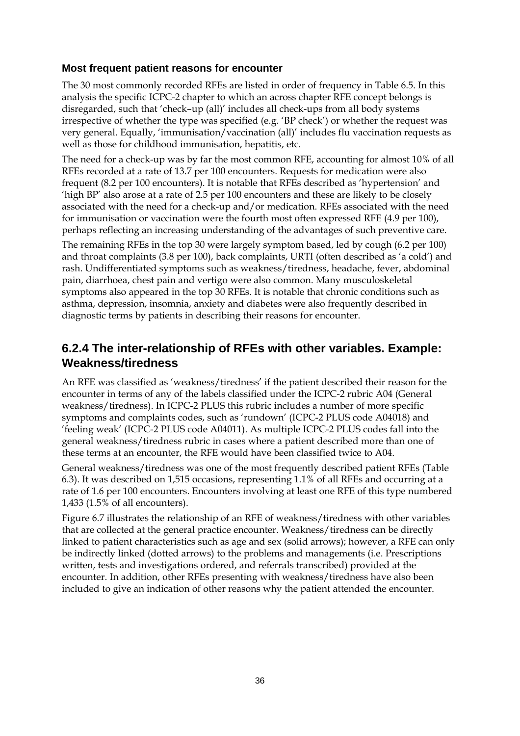### Most frequent patient reasons for encounter

The 30 most commonly recorded RFEs are listed in order of frequency in Table 6.5. In this analysis the specific ICPC-2 chapter to which an across chapter RFE concept belongs is disregarded, such that 'check–up (all)' includes all check-ups from all body systems irrespective of whether the type was specified (e.g. 'BP check') or whether the request was very general. Equally, 'immunisation/vaccination (all)' includes flu vaccination requests as well as those for childhood immunisation, hepatitis, etc.

The need for a check-up was by far the most common RFE, accounting for almost 10% of all RFEs recorded at a rate of 13.7 per 100 encounters. Requests for medication were also frequent (8.2 per 100 encounters). It is notable that RFEs described as 'hypertension' and 'high BP' also arose at a rate of 2.5 per 100 encounters and these are likely to be closely associated with the need for a check-up and/or medication. RFEs associated with the need for immunisation or vaccination were the fourth most often expressed RFE (4.9 per 100), perhaps reflecting an increasing understanding of the advantages of such preventive care.

The remaining RFEs in the top 30 were largely symptom based, led by cough (6.2 per 100) and throat complaints (3.8 per 100), back complaints, URTI (often described as 'a cold') and rash. Undifferentiated symptoms such as weakness/tiredness, headache, fever, abdominal pain, diarrhoea, chest pain and vertigo were also common. Many musculoskeletal symptoms also appeared in the top 30 RFEs. It is notable that chronic conditions such as asthma, depression, insomnia, anxiety and diabetes were also frequently described in diagnostic terms by patients in describing their reasons for encounter.

## 6.2.4 The inter-relationship of RFEs with other variables. Example: Weakness/tiredness

An RFE was classified as 'weakness/tiredness' if the patient described their reason for the encounter in terms of any of the labels classified under the ICPC-2 rubric A04 (General weakness/tiredness). In ICPC-2 PLUS this rubric includes a number of more specific symptoms and complaints codes, such as 'rundown' (ICPC-2 PLUS code A04018) and 'feeling weak' (ICPC-2 PLUS code A04011). As multiple ICPC-2 PLUS codes fall into the general weakness/tiredness rubric in cases where a patient described more than one of these terms at an encounter, the RFE would have been classified twice to A04.

General weakness/tiredness was one of the most frequently described patient RFEs (Table 6.3). It was described on 1,515 occasions, representing 1.1% of all RFEs and occurring at a rate of 1.6 per 100 encounters. Encounters involving at least one RFE of this type numbered 1,433 (1.5% of all encounters).

Figure 6.7 illustrates the relationship of an RFE of weakness/tiredness with other variables that are collected at the general practice encounter. Weakness/tiredness can be directly linked to patient characteristics such as age and sex (solid arrows); however, a RFE can only be indirectly linked (dotted arrows) to the problems and managements (i.e. Prescriptions written, tests and investigations ordered, and referrals transcribed) provided at the encounter. In addition, other RFEs presenting with weakness/tiredness have also been included to give an indication of other reasons why the patient attended the encounter.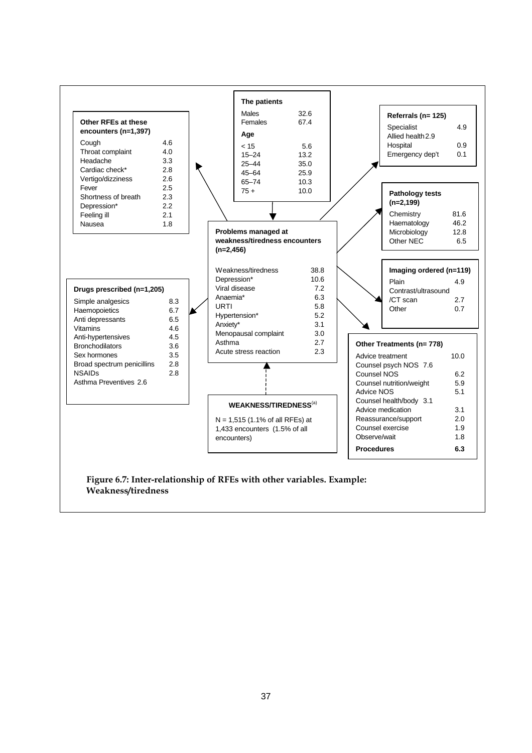**The patients**

| | |
|---|---|
| Males | 32.6 |
| Females | 67.4 |
| **Age** | |
| < 15 | 5.6 |
| 15–24 | 13.2 |
| 25–44 | 35.0 |
| 45–64 | 25.9 |
| 65–74 | 10.3 |
| 75 + | 10.0 |

**Other RFEs at these encounters (n=1,397)**

| | |
|---|---|
| Cough | 4.6 |
| Throat complaint | 4.0 |
| Headache | 3.3 |
| Cardiac check* | 2.8 |
| Vertigo/dizziness | 2.6 |
| Fever | 2.5 |
| Shortness of breath | 2.3 |
| Depression* | 2.2 |
| Feeling ill | 2.1 |
| Nausea | 1.8 |

**Referrals (n= 125)**

| | |
|---|---|
| Specialist | 4.9 |
| Allied health | 2.9 |
| Hospital | 0.9 |
| Emergency dep't | 0.1 |

**Problems managed at weakness/tiredness encounters (n=2,456)**

| | |
|---|---|
| Weakness/tiredness | 38.8 |
| Depression* | 10.6 |
| Viral disease | 7.2 |
| Anaemia* | 6.3 |
| URTI | 5.8 |
| Hypertension* | 5.2 |
| Anxiety* | 3.1 |
| Menopausal complaint | 3.0 |
| Asthma | 2.7 |
| Acute stress reaction | 2.3 |

**Pathology tests (n=2,199)**

| | |
|---|---|
| Chemistry | 81.6 |
| Haematology | 46.2 |
| Microbiology | 12.8 |
| Other NEC | 6.5 |

**Imaging ordered (n=119)**

| | |
|---|---|
| Plain | 4.9 |
| Contrast/ultrasound /CT scan | 2.7 |
| Other | 0.7 |

**Drugs prescribed (n=1,205)**

| | |
|---|---|
| Simple analgesics | 8.3 |
| Haemopoietics | 6.7 |
| Anti depressants | 6.5 |
| Vitamins | 4.6 |
| Anti-hypertensives | 4.5 |
| Bronchodilators | 3.6 |
| Sex hormones | 3.5 |
| Broad spectrum penicillins | 2.8 |
| NSAIDs | 2.8 |
| Asthma Preventives | 2.6 |

**Other Treatments (n= 778)**

| | |
|---|---|
| Advice treatment | 10.0 |
| Counsel psych NOS | 7.6 |
| Counsel NOS | 6.2 |
| Counsel nutrition/weight | 5.9 |
| Advice NOS | 5.1 |
| Counsel health/body | 3.1 |
| Advice medication | 3.1 |
| Reassurance/support | 2.0 |
| Counsel exercise | 1.9 |
| Observe/wait | 1.8 |
| **Procedures** | **6.3** |

**WEAKNESS/TIREDNESS**[(a)]

N = 1,515 (1.1% of all RFEs) at 1,433 encounters (1.5% of all encounters)

**Figure 6.7: Inter-relationship of RFEs with other variables. Example: Weakness/tiredness**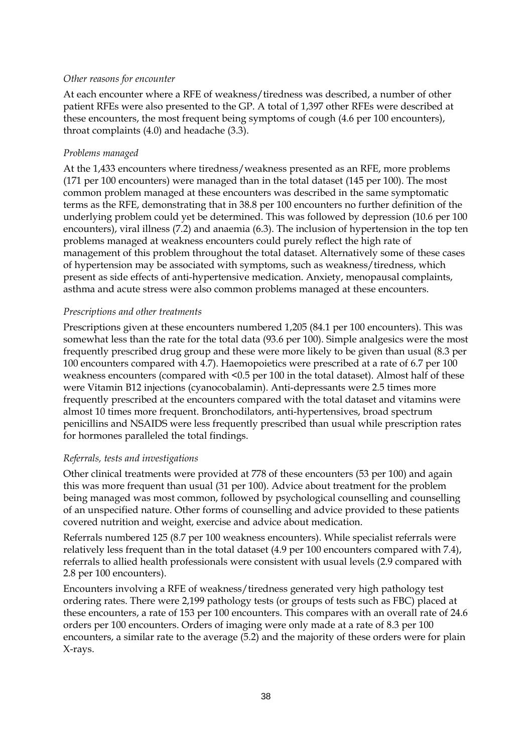*Other reasons for encounter*

At each encounter where a RFE of weakness/tiredness was described, a number of other patient RFEs were also presented to the GP. A total of 1,397 other RFEs were described at these encounters, the most frequent being symptoms of cough (4.6 per 100 encounters), throat complaints (4.0) and headache (3.3).

*Problems managed*

At the 1,433 encounters where tiredness/weakness presented as an RFE, more problems (171 per 100 encounters) were managed than in the total dataset (145 per 100). The most common problem managed at these encounters was described in the same symptomatic terms as the RFE, demonstrating that in 38.8 per 100 encounters no further definition of the underlying problem could yet be determined. This was followed by depression (10.6 per 100 encounters), viral illness (7.2) and anaemia (6.3). The inclusion of hypertension in the top ten problems managed at weakness encounters could purely reflect the high rate of management of this problem throughout the total dataset. Alternatively some of these cases of hypertension may be associated with symptoms, such as weakness/tiredness, which present as side effects of anti-hypertensive medication. Anxiety, menopausal complaints, asthma and acute stress were also common problems managed at these encounters.

*Prescriptions and other treatments*

Prescriptions given at these encounters numbered 1,205 (84.1 per 100 encounters). This was somewhat less than the rate for the total data (93.6 per 100). Simple analgesics were the most frequently prescribed drug group and these were more likely to be given than usual (8.3 per 100 encounters compared with 4.7). Haemopoietics were prescribed at a rate of 6.7 per 100 weakness encounters (compared with <0.5 per 100 in the total dataset). Almost half of these were Vitamin B12 injections (cyanocobalamin). Anti-depressants were 2.5 times more frequently prescribed at the encounters compared with the total dataset and vitamins were almost 10 times more frequent. Bronchodilators, anti-hypertensives, broad spectrum penicillins and NSAIDS were less frequently prescribed than usual while prescription rates for hormones paralleled the total findings.

*Referrals, tests and investigations*

Other clinical treatments were provided at 778 of these encounters (53 per 100) and again this was more frequent than usual (31 per 100). Advice about treatment for the problem being managed was most common, followed by psychological counselling and counselling of an unspecified nature. Other forms of counselling and advice provided to these patients covered nutrition and weight, exercise and advice about medication.

Referrals numbered 125 (8.7 per 100 weakness encounters). While specialist referrals were relatively less frequent than in the total dataset (4.9 per 100 encounters compared with 7.4), referrals to allied health professionals were consistent with usual levels (2.9 compared with 2.8 per 100 encounters).

Encounters involving a RFE of weakness/tiredness generated very high pathology test ordering rates. There were 2,199 pathology tests (or groups of tests such as FBC) placed at these encounters, a rate of 153 per 100 encounters. This compares with an overall rate of 24.6 orders per 100 encounters. Orders of imaging were only made at a rate of 8.3 per 100 encounters, a similar rate to the average (5.2) and the majority of these orders were for plain X-rays.